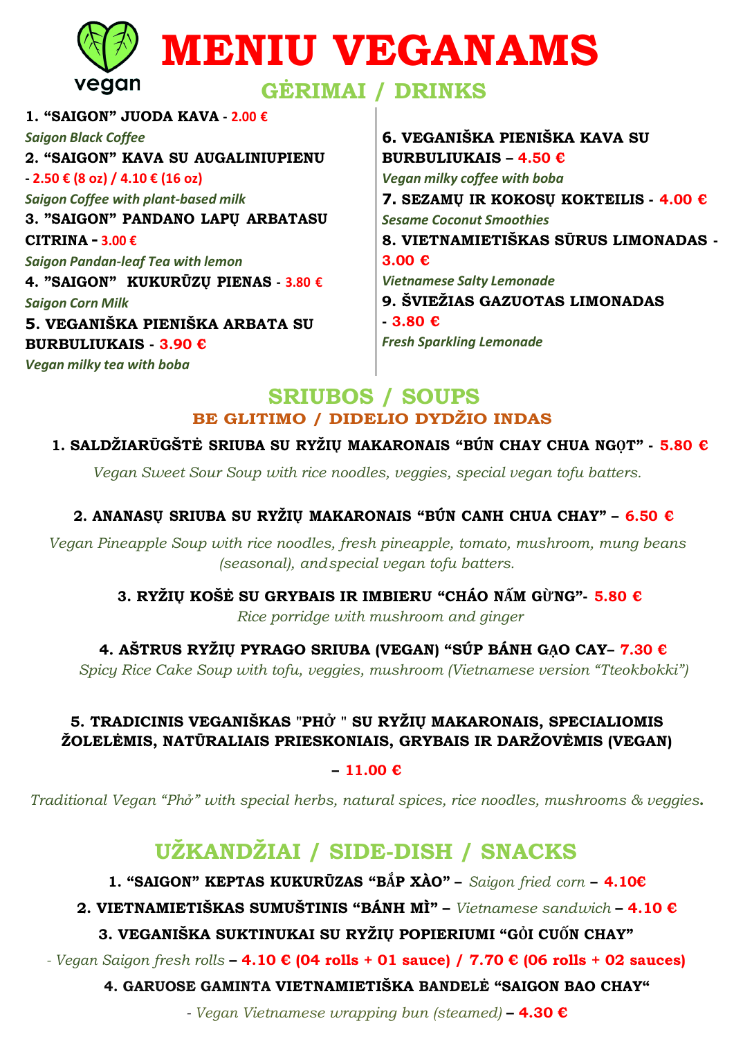vegan

# MENIU VEGANAMS

## GĖRIMAI / DRINKS

**1. "SAIGON" JUODA KAVA** - **2.00 €**
*Saigon Black Coffee*

**2. "SAIGON" KAVA SU AUGALINIUPIENU** - **2.50 € (8 oz) / 4.10 € (16 oz)**
*Saigon Coffee with plant-based milk*

**3. "SAIGON" PANDANO LAPŲ ARBATASU CITRINA** - **3.00 €**
*Saigon Pandan-leaf Tea with lemon*

**4. "SAIGON" KUKURŪZŲ PIENAS** - **3.80 €**
*Saigon Corn Milk*

**5. VEGANIŠKA PIENIŠKA ARBATA SU BURBULIUKAIS** - **3.90 €**
*Vegan milky tea with boba*

**6. VEGANIŠKA PIENIŠKA KAVA SU BURBULIUKAIS** – **4.50 €**
*Vegan milky coffee with boba*

**7. SEZAMŲ IR KOKOSŲ KOKTEILIS** - **4.00 €**
*Sesame Coconut Smoothies*

**8. VIETNAMIETIŠKAS SŪRUS LIMONADAS** - **3.00 €**
*Vietnamese Salty Lemonade*

**9. ŠVIEŽIAS GAZUOTAS LIMONADAS** - **3.80 €**
*Fresh Sparkling Lemonade*

## SRIUBOS / SOUPS

### BE GLITIMO / DIDELIO DYDŽIO INDAS

**1. SALDŽIARŪGŠTĖ SRIUBA SU RYŽIŲ MAKARONAIS "BÚN CHAY CHUA NGỌT"** - **5.80 €**
*Vegan Sweet Sour Soup with rice noodles, veggies, special vegan tofu batters.*

**2. ANANASŲ SRIUBA SU RYŽIŲ MAKARONAIS "BÚN CANH CHUA CHAY"** – **6.50 €**
*Vegan Pineapple Soup with rice noodles, fresh pineapple, tomato, mushroom, mung beans (seasonal), andspecial vegan tofu batters.*

**3. RYŽIŲ KOŠĖ SU GRYBAIS IR IMBIERU "CHÁO NẤM GỪNG"**- **5.80 €**
*Rice porridge with mushroom and ginger*

**4. AŠTRUS RYŽIŲ PYRAGO SRIUBA (VEGAN) "SÚP BÁNH GẠO CAY**– **7.30 €**
*Spicy Rice Cake Soup with tofu, veggies, mushroom (Vietnamese version "Tteokbokki")*

**5. TRADICINIS VEGANIŠKAS "PHỞ " SU RYŽIŲ MAKARONAIS, SPECIALIOMIS ŽOLELĖMIS, NATŪRALIAIS PRIESKONIAIS, GRYBAIS IR DARŽOVĖMIS (VEGAN)**

– **11.00 €**

*Traditional Vegan "Phở" with special herbs, natural spices, rice noodles, mushrooms & veggies.*

## UŽKANDŽIAI / SIDE-DISH / SNACKS

**1. "SAIGON" KEPTAS KUKURŪZAS "BẮP XÀO"** – *Saigon fried corn* – **4.10€**

**2. VIETNAMIETIŠKAS SUMUŠTINIS "BÁNH MÌ"** – *Vietnamese sandwich* – **4.10 €**

**3. VEGANIŠKA SUKTINUKAI SU RYŽIŲ POPIERIUMI "GỎI CUỐN CHAY"**

*- Vegan Saigon fresh rolls* – **4.10 € (04 rolls + 01 sauce) / 7.70 € (06 rolls + 02 sauces)**

**4. GARUOSE GAMINTA VIETNAMIETIŠKA BANDELĖ "SAIGON BAO CHAY"**

*- Vegan Vietnamese wrapping bun (steamed)* – **4.30 €**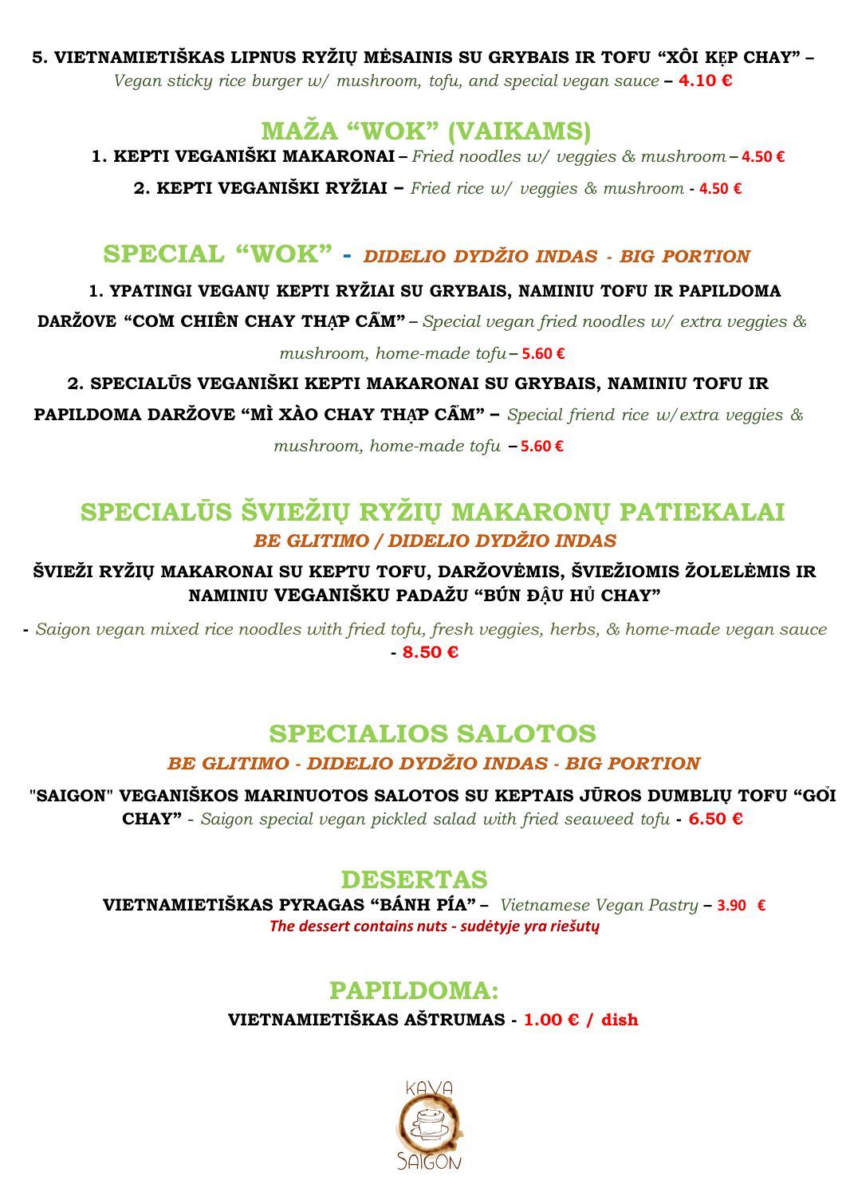**5. VIETNAMIETIŠKAS LIPNUS RYŽIŲ MĖSAINIS SU GRYBAIS IR TOFU "XÔI KẸP CHAY" –** *Vegan sticky rice burger w/ mushroom, tofu, and special vegan sauce* **– 4.10 €**

## MAŽA "WOK" (VAIKAMS)

**1. KEPTI VEGANIŠKI MAKARONAI –** *Fried noodles w/ veggies & mushroom* **– 4.50 €**

**2. KEPTI VEGANIŠKI RYŽIAI –** *Fried rice w/ veggies & mushroom* **- 4.50 €**

## SPECIAL "WOK" - *DIDELIO DYDŽIO INDAS - BIG PORTION*

**1. YPATINGI VEGANŲ KEPTI RYŽIAI SU GRYBAIS, NAMINIU TOFU IR PAPILDOMA DARŽOVE "CƠM CHIÊN CHAY THẬP CẨM" –** *Special vegan fried noodles w/ extra veggies & mushroom, home-made tofu* **– 5.60 €**

**2. SPECIALŪS VEGANIŠKI KEPTI MAKARONAI SU GRYBAIS, NAMINIU TOFU IR PAPILDOMA DARŽOVE "MÌ XÀO CHAY THẬP CẨM" –** *Special friend rice w/extra veggies & mushroom, home-made tofu* **– 5.60 €**

## SPECIALŪS ŠVIEŽIŲ RYŽIŲ MAKARONŲ PATIEKALAI

*BE GLITIMO / DIDELIO DYDŽIO INDAS*

**ŠVIEŽI RYŽIŲ MAKARONAI SU KEPTU TOFU, DARŽOVĖMIS, ŠVIEŽIOMIS ŽOLELĖMIS IR NAMINIU VEGANIŠKU PADAŽU "BÚN ĐẬU HỦ CHAY"**

**-** *Saigon vegan mixed rice noodles with fried tofu, fresh veggies, herbs, & home-made vegan sauce* **- 8.50 €**

## SPECIALIOS SALOTOS

*BE GLITIMO - DIDELIO DYDŽIO INDAS - BIG PORTION*

**"SAIGON" VEGANIŠKOS MARINUOTOS SALOTOS SU KEPTAIS JŪROS DUMBLIŲ TOFU "GỎI CHAY"** - *Saigon special vegan pickled salad with fried seaweed tofu* **- 6.50 €**

## DESERTAS

**VIETNAMIETIŠKAS PYRAGAS "BÁNH PÍA" –** *Vietnamese Vegan Pastry* **– 3.90 €**

***The dessert contains nuts - sudėtyje yra riešutų***

## PAPILDOMA:

**VIETNAMIETIŠKAS AŠTRUMAS - 1.00 € / dish**

KAVA SAIGON